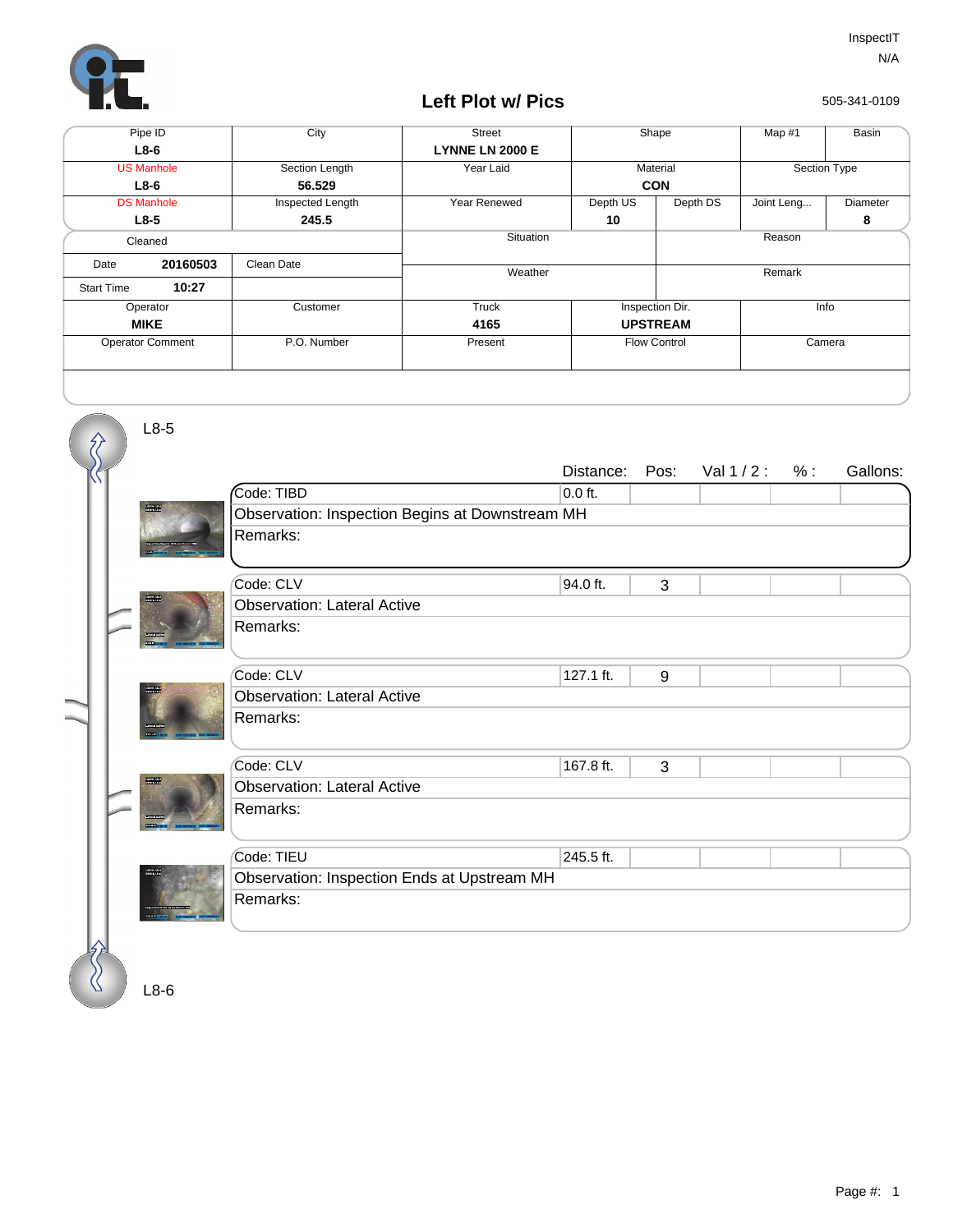InspectIT
N/A

# Left Plot w/ Pics

505-341-0109

| Pipe ID | City | Street | Shape | | Map #1 | Basin |
|---|---|---|---|---|---|---|
| **L8-6** | | **LYNNE LN 2000 E** | | | | |
| US Manhole | Section Length | Year Laid | Material | | Section Type | |
| **L8-6** | **56.529** | | **CON** | | | |
| DS Manhole | Inspected Length | Year Renewed | Depth US | Depth DS | Joint Leng... | Diameter |
| **L8-5** | **245.5** | | **10** | | | **8** |

| Cleaned | | Situation | Reason |
|---|---|---|---|
| Date **20160503** | Clean Date | Weather | Remark |
| Start Time **10:27** | | | |

| Operator | Customer | Truck | Inspection Dir. | Info |
|---|---|---|---|---|
| **MIKE** | | **4165** | **UPSTREAM** | |
| Operator Comment | P.O. Number | Present | Flow Control | Camera |

L8-5

| Code | Observation | Distance: | Pos: | Val 1 / 2 : | % : | Gallons: | Remarks: |
|---|---|---|---|---|---|---|---|
| TIBD | Inspection Begins at Downstream MH | 0.0 ft. | | | | | |
| CLV | Lateral Active | 94.0 ft. | 3 | | | | |
| CLV | Lateral Active | 127.1 ft. | 9 | | | | |
| CLV | Lateral Active | 167.8 ft. | 3 | | | | |
| TIEU | Inspection Ends at Upstream MH | 245.5 ft. | | | | | |

L8-6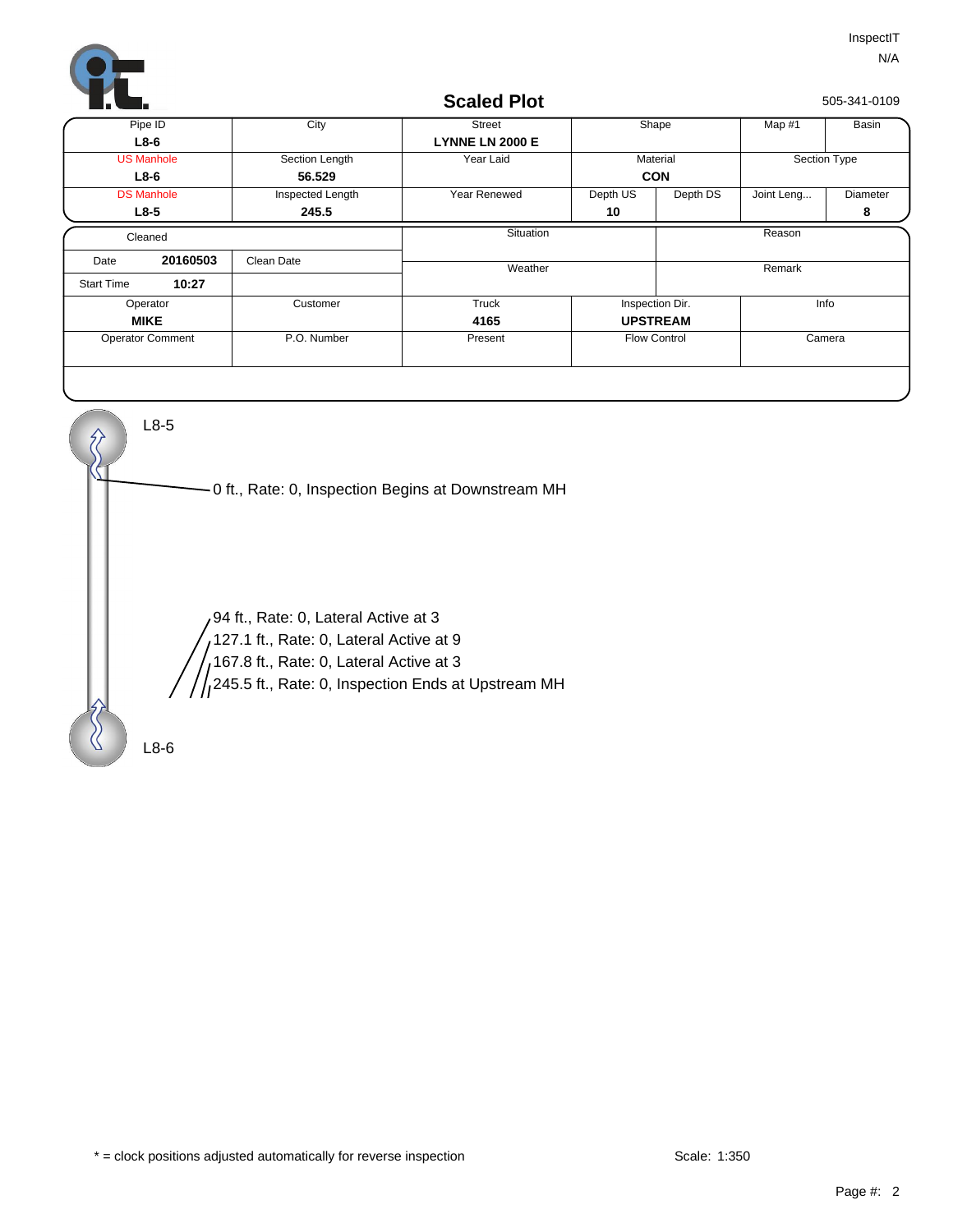InspectIT
N/A

## Scaled Plot

505-341-0109

| Pipe ID | City | Street | Shape | | Map #1 | Basin |
|---|---|---|---|---|---|---|
| L8-6 | | LYNNE LN 2000 E | | | | |
| US Manhole | Section Length | Year Laid | Material | | Section Type | |
| L8-6 | 56.529 | | CON | | | |
| DS Manhole | Inspected Length | Year Renewed | Depth US | Depth DS | Joint Leng... | Diameter |
| L8-5 | 245.5 | | 10 | | | 8 |

| Cleaned | | | Situation | Reason |
|---|---|---|---|---|
| Date | 20160503 | Clean Date | Weather | Remark |
| Start Time | 10:27 | | | |
| Operator | | Customer | Truck | Inspection Dir. | Info |
| MIKE | | | 4165 | UPSTREAM | |
| Operator Comment | | P.O. Number | Present | Flow Control | Camera |

L8-5

0 ft., Rate: 0, Inspection Begins at Downstream MH

94 ft., Rate: 0, Lateral Active at 3

127.1 ft., Rate: 0, Lateral Active at 9

167.8 ft., Rate: 0, Lateral Active at 3

245.5 ft., Rate: 0, Inspection Ends at Upstream MH

L8-6

* = clock positions adjusted automatically for reverse inspection

Scale: 1:350